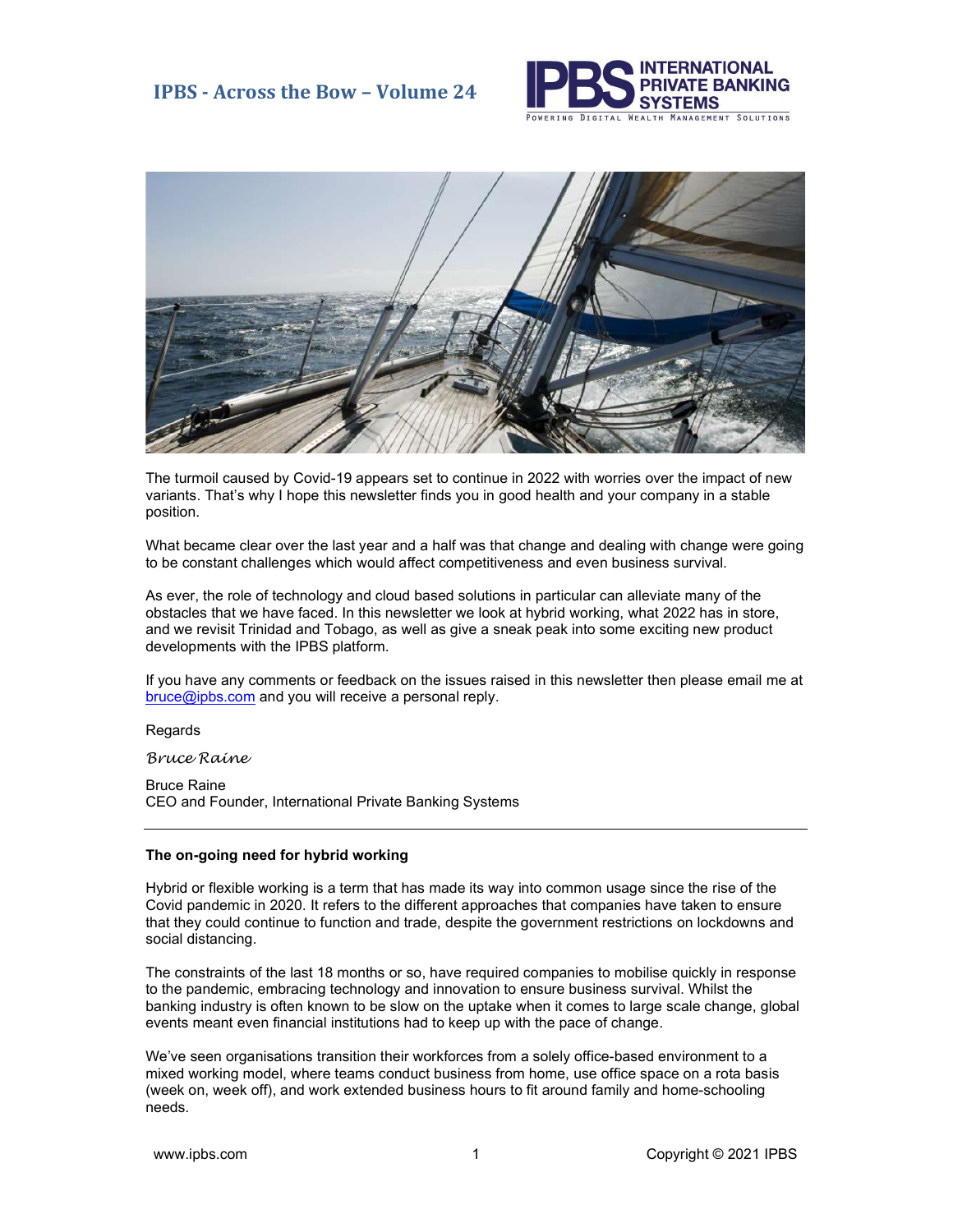# IPBS - Across the Bow – Volume 24

The turmoil caused by Covid-19 appears set to continue in 2022 with worries over the impact of new variants. That's why I hope this newsletter finds you in good health and your company in a stable position.

What became clear over the last year and a half was that change and dealing with change were going to be constant challenges which would affect competitiveness and even business survival.

As ever, the role of technology and cloud based solutions in particular can alleviate many of the obstacles that we have faced. In this newsletter we look at hybrid working, what 2022 has in store, and we revisit Trinidad and Tobago, as well as give a sneak peak into some exciting new product developments with the IPBS platform.

If you have any comments or feedback on the issues raised in this newsletter then please email me at bruce@ipbs.com and you will receive a personal reply.

Regards

*Bruce Raine*

Bruce Raine
CEO and Founder, International Private Banking Systems

---

**The on-going need for hybrid working**

Hybrid or flexible working is a term that has made its way into common usage since the rise of the Covid pandemic in 2020. It refers to the different approaches that companies have taken to ensure that they could continue to function and trade, despite the government restrictions on lockdowns and social distancing.

The constraints of the last 18 months or so, have required companies to mobilise quickly in response to the pandemic, embracing technology and innovation to ensure business survival. Whilst the banking industry is often known to be slow on the uptake when it comes to large scale change, global events meant even financial institutions had to keep up with the pace of change.

We've seen organisations transition their workforces from a solely office-based environment to a mixed working model, where teams conduct business from home, use office space on a rota basis (week on, week off), and work extended business hours to fit around family and home-schooling needs.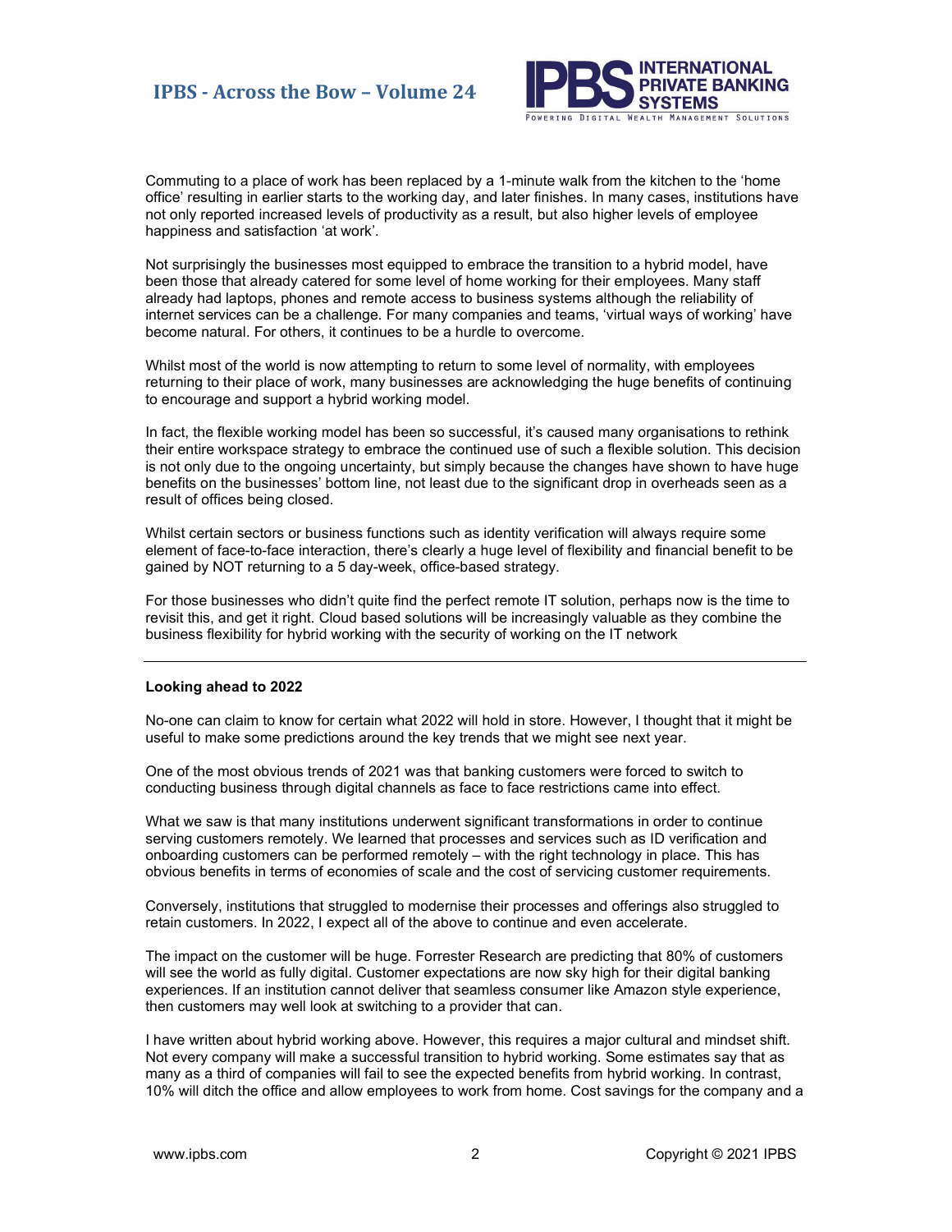Commuting to a place of work has been replaced by a 1-minute walk from the kitchen to the 'home office' resulting in earlier starts to the working day, and later finishes. In many cases, institutions have not only reported increased levels of productivity as a result, but also higher levels of employee happiness and satisfaction 'at work'.

Not surprisingly the businesses most equipped to embrace the transition to a hybrid model, have been those that already catered for some level of home working for their employees. Many staff already had laptops, phones and remote access to business systems although the reliability of internet services can be a challenge. For many companies and teams, 'virtual ways of working' have become natural. For others, it continues to be a hurdle to overcome.

Whilst most of the world is now attempting to return to some level of normality, with employees returning to their place of work, many businesses are acknowledging the huge benefits of continuing to encourage and support a hybrid working model.

In fact, the flexible working model has been so successful, it's caused many organisations to rethink their entire workspace strategy to embrace the continued use of such a flexible solution. This decision is not only due to the ongoing uncertainty, but simply because the changes have shown to have huge benefits on the businesses' bottom line, not least due to the significant drop in overheads seen as a result of offices being closed.

Whilst certain sectors or business functions such as identity verification will always require some element of face-to-face interaction, there's clearly a huge level of flexibility and financial benefit to be gained by NOT returning to a 5 day-week, office-based strategy.

For those businesses who didn't quite find the perfect remote IT solution, perhaps now is the time to revisit this, and get it right. Cloud based solutions will be increasingly valuable as they combine the business flexibility for hybrid working with the security of working on the IT network

---

**Looking ahead to 2022**

No-one can claim to know for certain what 2022 will hold in store. However, I thought that it might be useful to make some predictions around the key trends that we might see next year.

One of the most obvious trends of 2021 was that banking customers were forced to switch to conducting business through digital channels as face to face restrictions came into effect.

What we saw is that many institutions underwent significant transformations in order to continue serving customers remotely. We learned that processes and services such as ID verification and onboarding customers can be performed remotely – with the right technology in place. This has obvious benefits in terms of economies of scale and the cost of servicing customer requirements.

Conversely, institutions that struggled to modernise their processes and offerings also struggled to retain customers. In 2022, I expect all of the above to continue and even accelerate.

The impact on the customer will be huge. Forrester Research are predicting that 80% of customers will see the world as fully digital. Customer expectations are now sky high for their digital banking experiences. If an institution cannot deliver that seamless consumer like Amazon style experience, then customers may well look at switching to a provider that can.

I have written about hybrid working above. However, this requires a major cultural and mindset shift. Not every company will make a successful transition to hybrid working. Some estimates say that as many as a third of companies will fail to see the expected benefits from hybrid working. In contrast, 10% will ditch the office and allow employees to work from home. Cost savings for the company and a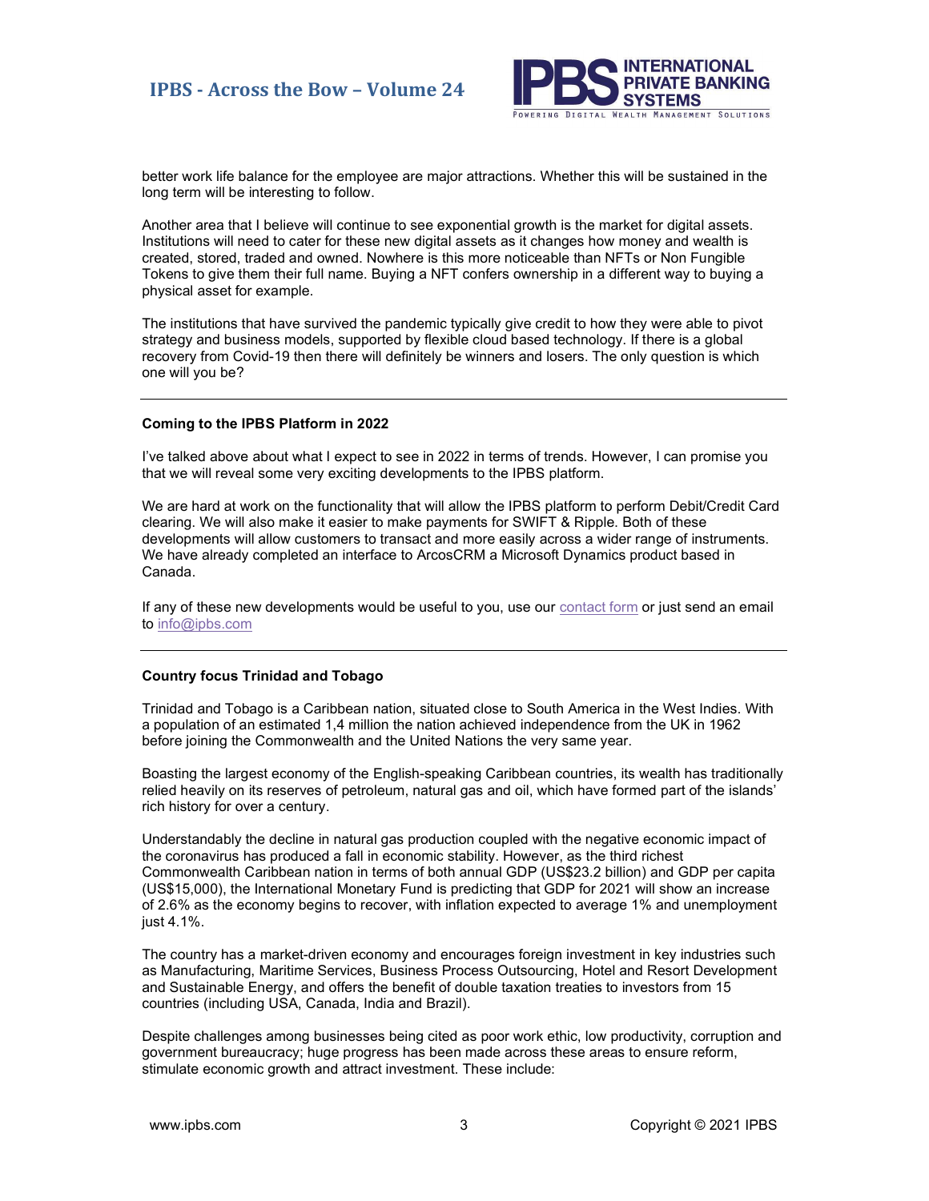better work life balance for the employee are major attractions. Whether this will be sustained in the long term will be interesting to follow.

Another area that I believe will continue to see exponential growth is the market for digital assets. Institutions will need to cater for these new digital assets as it changes how money and wealth is created, stored, traded and owned. Nowhere is this more noticeable than NFTs or Non Fungible Tokens to give them their full name. Buying a NFT confers ownership in a different way to buying a physical asset for example.

The institutions that have survived the pandemic typically give credit to how they were able to pivot strategy and business models, supported by flexible cloud based technology. If there is a global recovery from Covid-19 then there will definitely be winners and losers. The only question is which one will you be?

---

**Coming to the IPBS Platform in 2022**

I've talked above about what I expect to see in 2022 in terms of trends. However, I can promise you that we will reveal some very exciting developments to the IPBS platform.

We are hard at work on the functionality that will allow the IPBS platform to perform Debit/Credit Card clearing. We will also make it easier to make payments for SWIFT & Ripple. Both of these developments will allow customers to transact and more easily across a wider range of instruments. We have already completed an interface to ArcosCRM a Microsoft Dynamics product based in Canada.

If any of these new developments would be useful to you, use our contact form or just send an email to info@ipbs.com

---

**Country focus Trinidad and Tobago**

Trinidad and Tobago is a Caribbean nation, situated close to South America in the West Indies. With a population of an estimated 1,4 million the nation achieved independence from the UK in 1962 before joining the Commonwealth and the United Nations the very same year.

Boasting the largest economy of the English-speaking Caribbean countries, its wealth has traditionally relied heavily on its reserves of petroleum, natural gas and oil, which have formed part of the islands' rich history for over a century.

Understandably the decline in natural gas production coupled with the negative economic impact of the coronavirus has produced a fall in economic stability. However, as the third richest Commonwealth Caribbean nation in terms of both annual GDP (US$23.2 billion) and GDP per capita (US$15,000), the International Monetary Fund is predicting that GDP for 2021 will show an increase of 2.6% as the economy begins to recover, with inflation expected to average 1% and unemployment just 4.1%.

The country has a market-driven economy and encourages foreign investment in key industries such as Manufacturing, Maritime Services, Business Process Outsourcing, Hotel and Resort Development and Sustainable Energy, and offers the benefit of double taxation treaties to investors from 15 countries (including USA, Canada, India and Brazil).

Despite challenges among businesses being cited as poor work ethic, low productivity, corruption and government bureaucracy; huge progress has been made across these areas to ensure reform, stimulate economic growth and attract investment. These include: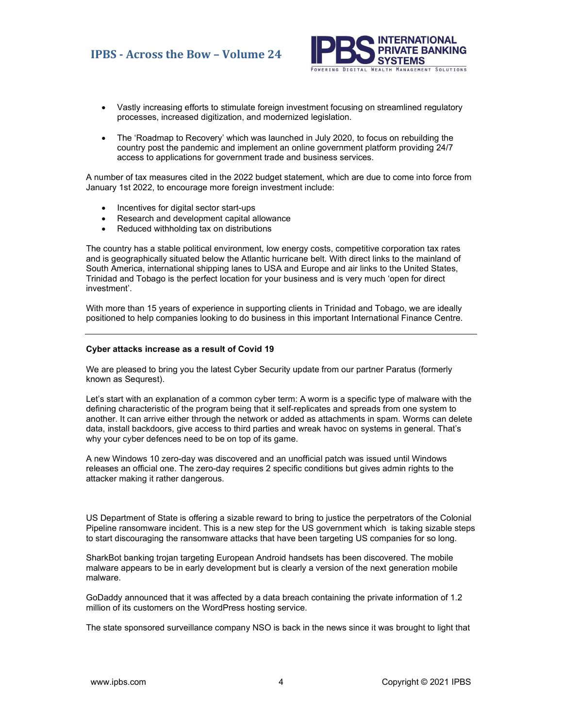- Vastly increasing efforts to stimulate foreign investment focusing on streamlined regulatory processes, increased digitization, and modernized legislation.

- The 'Roadmap to Recovery' which was launched in July 2020, to focus on rebuilding the country post the pandemic and implement an online government platform providing 24/7 access to applications for government trade and business services.

A number of tax measures cited in the 2022 budget statement, which are due to come into force from January 1st 2022, to encourage more foreign investment include:

- Incentives for digital sector start-ups
- Research and development capital allowance
- Reduced withholding tax on distributions

The country has a stable political environment, low energy costs, competitive corporation tax rates and is geographically situated below the Atlantic hurricane belt. With direct links to the mainland of South America, international shipping lanes to USA and Europe and air links to the United States, Trinidad and Tobago is the perfect location for your business and is very much 'open for direct investment'.

With more than 15 years of experience in supporting clients in Trinidad and Tobago, we are ideally positioned to help companies looking to do business in this important International Finance Centre.

---

**Cyber attacks increase as a result of Covid 19**

We are pleased to bring you the latest Cyber Security update from our partner Paratus (formerly known as Sequrest).

Let's start with an explanation of a common cyber term: A worm is a specific type of malware with the defining characteristic of the program being that it self-replicates and spreads from one system to another. It can arrive either through the network or added as attachments in spam. Worms can delete data, install backdoors, give access to third parties and wreak havoc on systems in general. That's why your cyber defences need to be on top of its game.

A new Windows 10 zero-day was discovered and an unofficial patch was issued until Windows releases an official one. The zero-day requires 2 specific conditions but gives admin rights to the attacker making it rather dangerous.

US Department of State is offering a sizable reward to bring to justice the perpetrators of the Colonial Pipeline ransomware incident. This is a new step for the US government which is taking sizable steps to start discouraging the ransomware attacks that have been targeting US companies for so long.

SharkBot banking trojan targeting European Android handsets has been discovered. The mobile malware appears to be in early development but is clearly a version of the next generation mobile malware.

GoDaddy announced that it was affected by a data breach containing the private information of 1.2 million of its customers on the WordPress hosting service.

The state sponsored surveillance company NSO is back in the news since it was brought to light that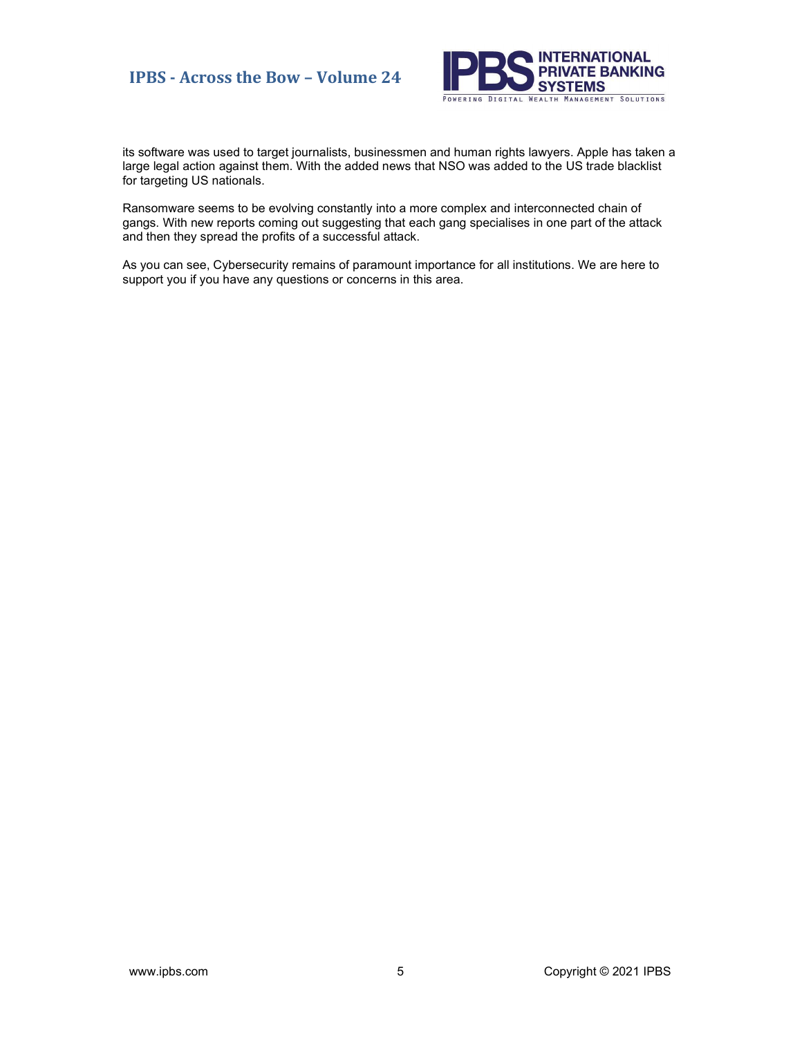its software was used to target journalists, businessmen and human rights lawyers. Apple has taken a large legal action against them. With the added news that NSO was added to the US trade blacklist for targeting US nationals.

Ransomware seems to be evolving constantly into a more complex and interconnected chain of gangs. With new reports coming out suggesting that each gang specialises in one part of the attack and then they spread the profits of a successful attack.

As you can see, Cybersecurity remains of paramount importance for all institutions. We are here to support you if you have any questions or concerns in this area.